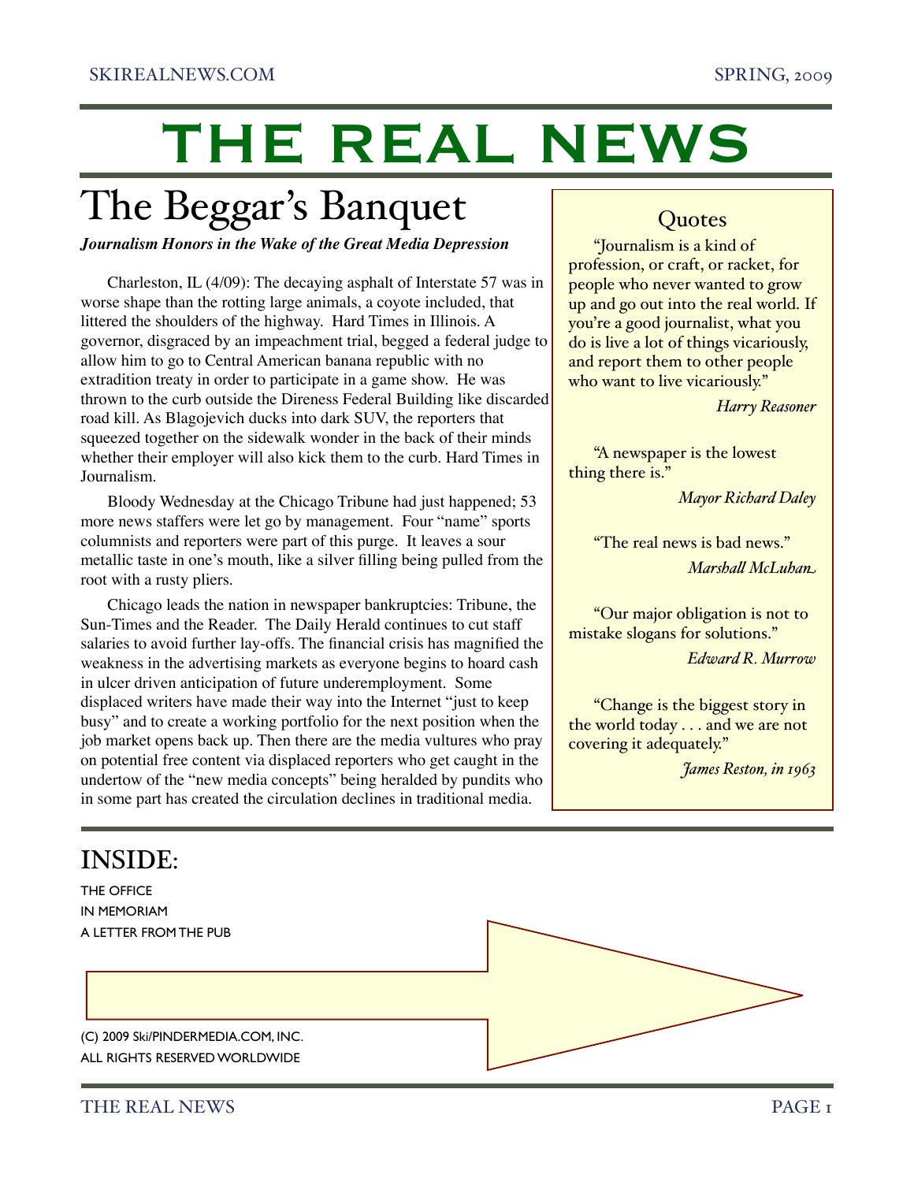SKIREALNEWS.COM SPRING, 2009

# THE REAL NEWS

## The Beggar's Banquet

***Journalism Honors in the Wake of the Great Media Depression***

Charleston, IL (4/09): The decaying asphalt of Interstate 57 was in worse shape than the rotting large animals, a coyote included, that littered the shoulders of the highway. Hard Times in Illinois. A governor, disgraced by an impeachment trial, begged a federal judge to allow him to go to Central American banana republic with no extradition treaty in order to participate in a game show. He was thrown to the curb outside the Direness Federal Building like discarded road kill. As Blagojevich ducks into dark SUV, the reporters that squeezed together on the sidewalk wonder in the back of their minds whether their employer will also kick them to the curb. Hard Times in Journalism.

Bloody Wednesday at the Chicago Tribune had just happened; 53 more news staffers were let go by management. Four "name" sports columnists and reporters were part of this purge. It leaves a sour metallic taste in one's mouth, like a silver filling being pulled from the root with a rusty pliers.

Chicago leads the nation in newspaper bankruptcies: Tribune, the Sun-Times and the Reader. The Daily Herald continues to cut staff salaries to avoid further lay-offs. The financial crisis has magnified the weakness in the advertising markets as everyone begins to hoard cash in ulcer driven anticipation of future underemployment. Some displaced writers have made their way into the Internet "just to keep busy" and to create a working portfolio for the next position when the job market opens back up. Then there are the media vultures who pray on potential free content via displaced reporters who get caught in the undertow of the "new media concepts" being heralded by pundits who in some part has created the circulation declines in traditional media.

### Quotes

"Journalism is a kind of profession, or craft, or racket, for people who never wanted to grow up and go out into the real world. If you're a good journalist, what you do is live a lot of things vicariously, and report them to other people who want to live vicariously."

*Harry Reasoner*

"A newspaper is the lowest thing there is."

*Mayor Richard Daley*

"The real news is bad news."

*Marshall McLuhan*

"Our major obligation is not to mistake slogans for solutions."

*Edward R. Murrow*

"Change is the biggest story in the world today . . . and we are not covering it adequately."

*James Reston, in 1963*

## INSIDE:

THE OFFICE
IN MEMORIAM
A LETTER FROM THE PUB

(C) 2009 Ski/PINDERMEDIA.COM, INC.
ALL RIGHTS RESERVED WORLDWIDE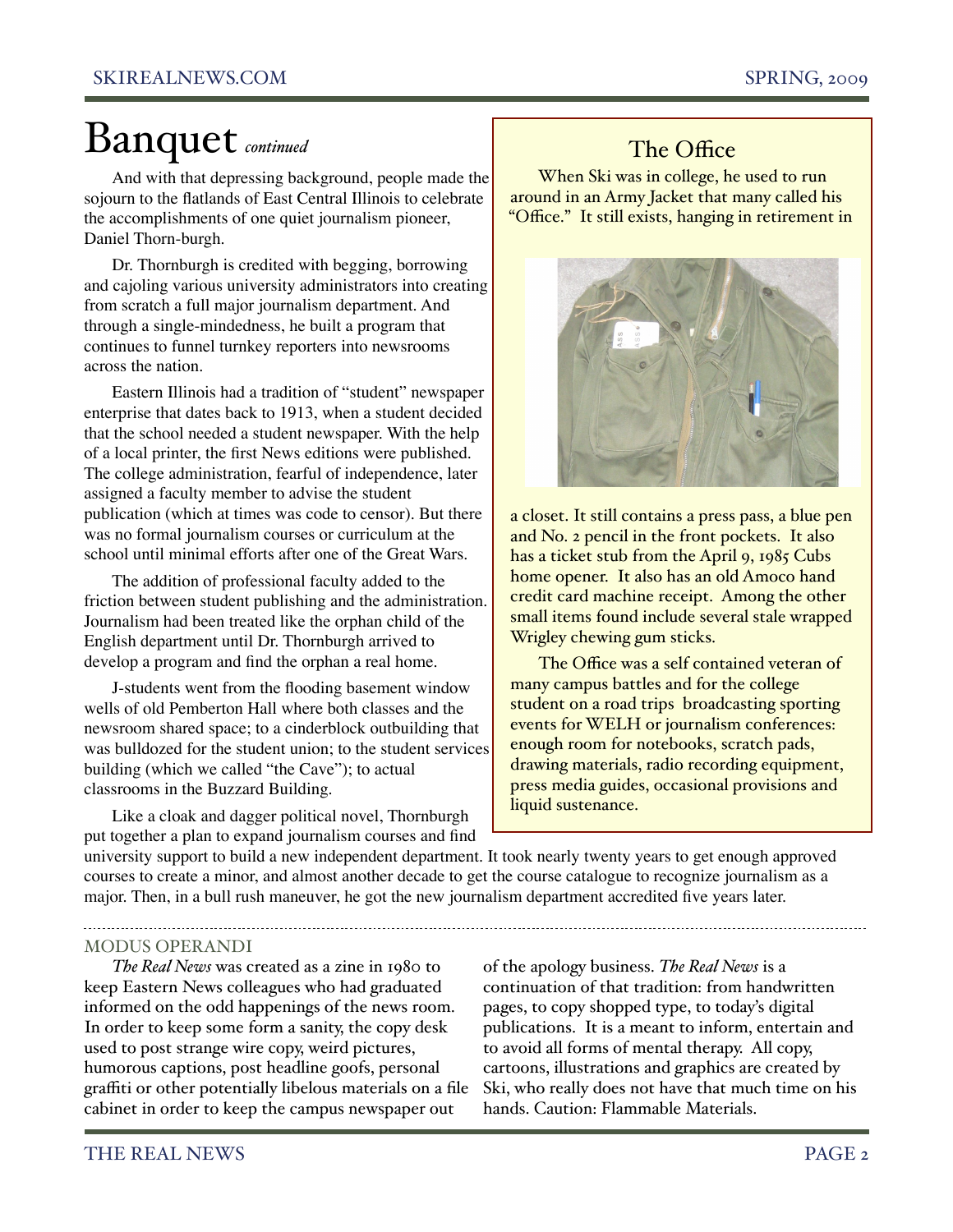# Banquet *continued*

And with that depressing background, people made the sojourn to the flatlands of East Central Illinois to celebrate the accomplishments of one quiet journalism pioneer, Daniel Thorn-burgh.

Dr. Thornburgh is credited with begging, borrowing and cajoling various university administrators into creating from scratch a full major journalism department. And through a single-mindedness, he built a program that continues to funnel turnkey reporters into newsrooms across the nation.

Eastern Illinois had a tradition of "student" newspaper enterprise that dates back to 1913, when a student decided that the school needed a student newspaper. With the help of a local printer, the first News editions were published. The college administration, fearful of independence, later assigned a faculty member to advise the student publication (which at times was code to censor). But there was no formal journalism courses or curriculum at the school until minimal efforts after one of the Great Wars.

The addition of professional faculty added to the friction between student publishing and the administration. Journalism had been treated like the orphan child of the English department until Dr. Thornburgh arrived to develop a program and find the orphan a real home.

J-students went from the flooding basement window wells of old Pemberton Hall where both classes and the newsroom shared space; to a cinderblock outbuilding that was bulldozed for the student union; to the student services building (which we called "the Cave"); to actual classrooms in the Buzzard Building.

Like a cloak and dagger political novel, Thornburgh put together a plan to expand journalism courses and find university support to build a new independent department. It took nearly twenty years to get enough approved courses to create a minor, and almost another decade to get the course catalogue to recognize journalism as a major. Then, in a bull rush maneuver, he got the new journalism department accredited five years later.

## The Office

When Ski was in college, he used to run around in an Army Jacket that many called his "Office." It still exists, hanging in retirement in a closet. It still contains a press pass, a blue pen and No. 2 pencil in the front pockets. It also has a ticket stub from the April 9, 1985 Cubs home opener. It also has an old Amoco hand credit card machine receipt. Among the other small items found include several stale wrapped Wrigley chewing gum sticks.

The Office was a self contained veteran of many campus battles and for the college student on a road trips broadcasting sporting events for WELH or journalism conferences: enough room for notebooks, scratch pads, drawing materials, radio recording equipment, press media guides, occasional provisions and liquid sustenance.

---

### MODUS OPERANDI

*The Real News* was created as a zine in 1980 to keep Eastern News colleagues who had graduated informed on the odd happenings of the news room. In order to keep some form a sanity, the copy desk used to post strange wire copy, weird pictures, humorous captions, post headline goofs, personal graffiti or other potentially libelous materials on a file cabinet in order to keep the campus newspaper out of the apology business. *The Real News* is a continuation of that tradition: from handwritten pages, to copy shopped type, to today's digital publications. It is a meant to inform, entertain and to avoid all forms of mental therapy. All copy, cartoons, illustrations and graphics are created by Ski, who really does not have that much time on his hands. Caution: Flammable Materials.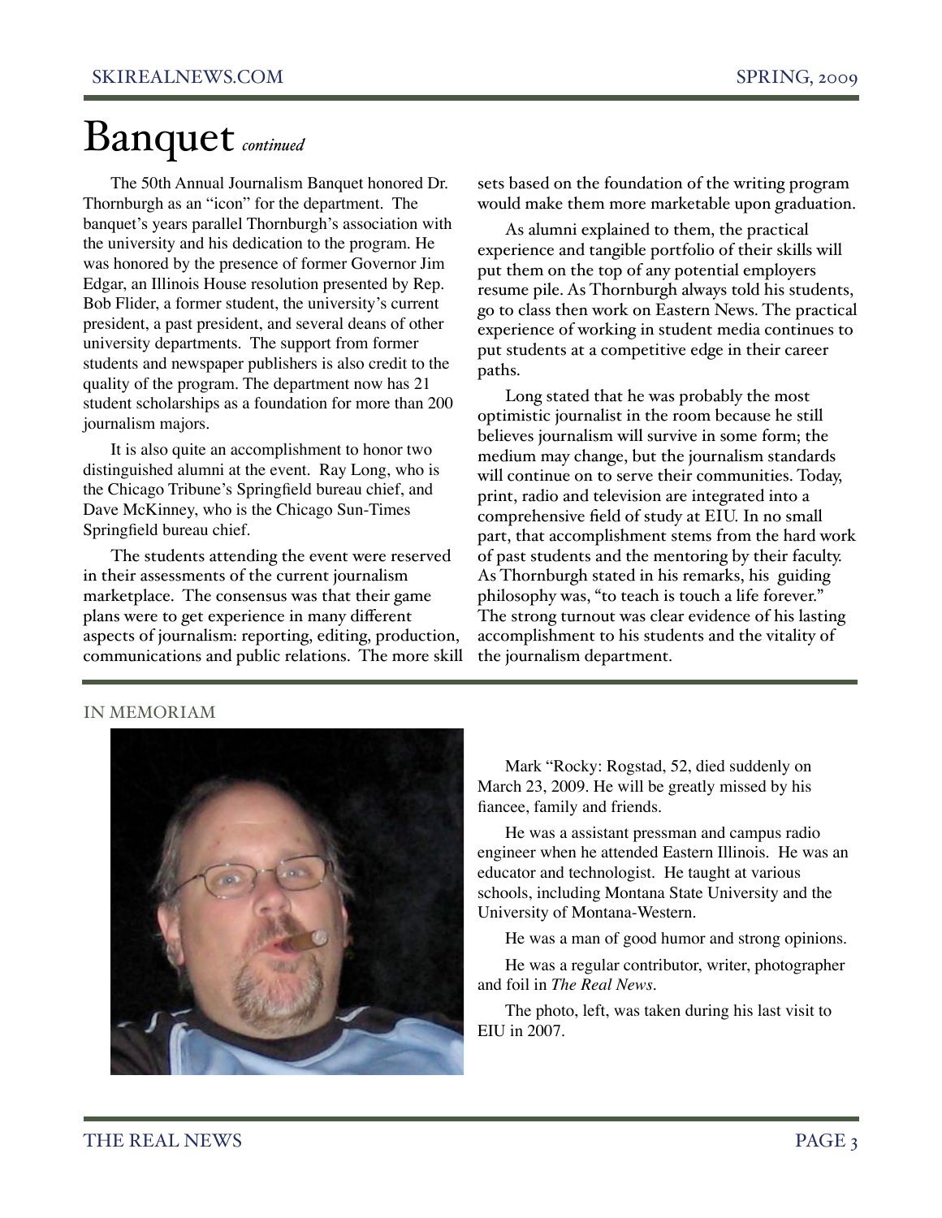# Banquet *continued*

The 50th Annual Journalism Banquet honored Dr. Thornburgh as an "icon" for the department. The banquet's years parallel Thornburgh's association with the university and his dedication to the program. He was honored by the presence of former Governor Jim Edgar, an Illinois House resolution presented by Rep. Bob Flider, a former student, the university's current president, a past president, and several deans of other university departments. The support from former students and newspaper publishers is also credit to the quality of the program. The department now has 21 student scholarships as a foundation for more than 200 journalism majors.

It is also quite an accomplishment to honor two distinguished alumni at the event. Ray Long, who is the Chicago Tribune's Springfield bureau chief, and Dave McKinney, who is the Chicago Sun-Times Springfield bureau chief.

The students attending the event were reserved in their assessments of the current journalism marketplace. The consensus was that their game plans were to get experience in many different aspects of journalism: reporting, editing, production, communications and public relations. The more skill sets based on the foundation of the writing program would make them more marketable upon graduation.

As alumni explained to them, the practical experience and tangible portfolio of their skills will put them on the top of any potential employers resume pile. As Thornburgh always told his students, go to class then work on Eastern News. The practical experience of working in student media continues to put students at a competitive edge in their career paths.

Long stated that he was probably the most optimistic journalist in the room because he still believes journalism will survive in some form; the medium may change, but the journalism standards will continue on to serve their communities. Today, print, radio and television are integrated into a comprehensive field of study at EIU. In no small part, that accomplishment stems from the hard work of past students and the mentoring by their faculty. As Thornburgh stated in his remarks, his guiding philosophy was, "to teach is touch a life forever." The strong turnout was clear evidence of his lasting accomplishment to his students and the vitality of the journalism department.

## IN MEMORIAM

Mark "Rocky: Rogstad, 52, died suddenly on March 23, 2009. He will be greatly missed by his fiancee, family and friends.

He was a assistant pressman and campus radio engineer when he attended Eastern Illinois. He was an educator and technologist. He taught at various schools, including Montana State University and the University of Montana-Western.

He was a man of good humor and strong opinions.

He was a regular contributor, writer, photographer and foil in *The Real News*.

The photo, left, was taken during his last visit to EIU in 2007.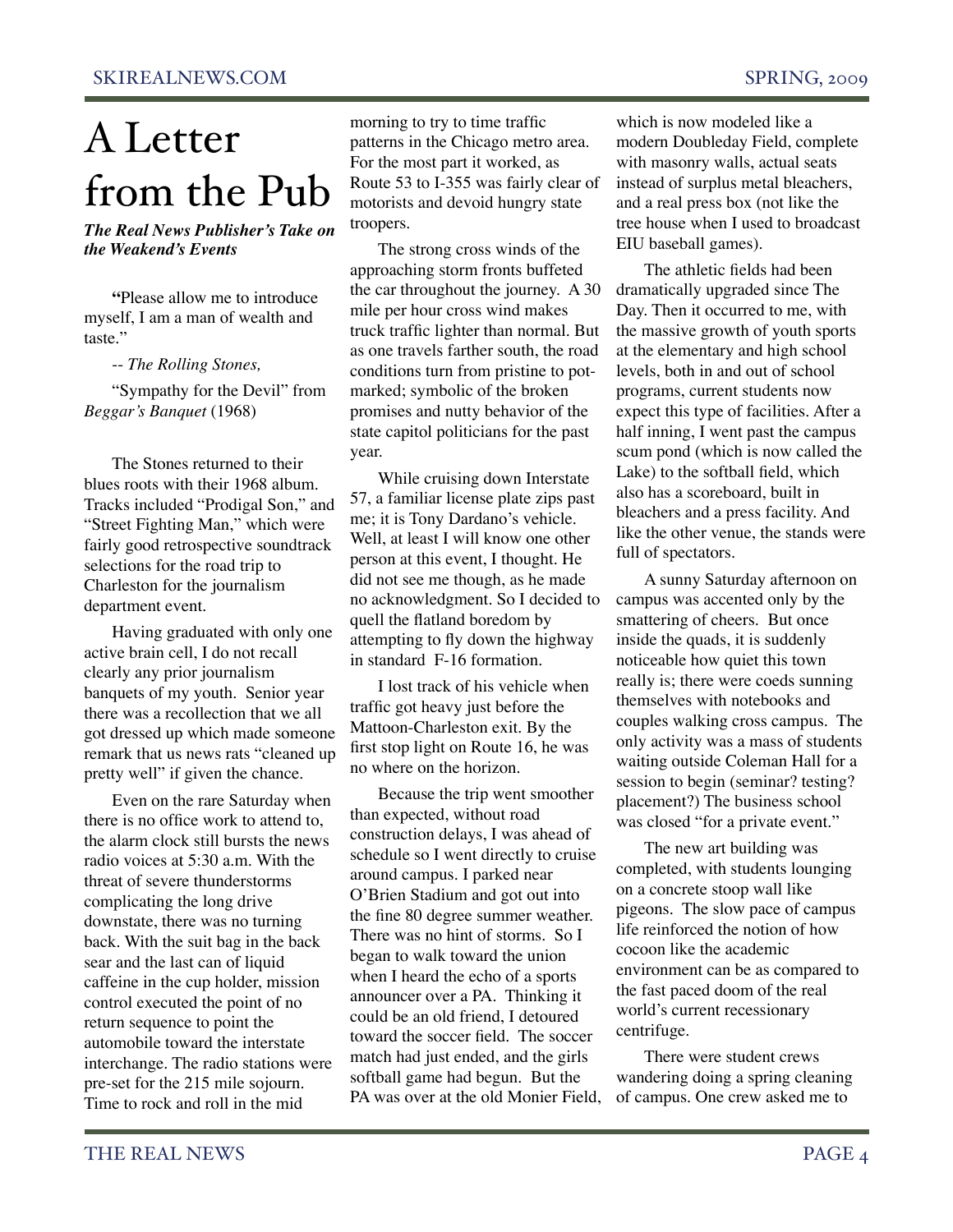# A Letter from the Pub

***The Real News Publisher's Take on the Weakend's Events***

"Please allow me to introduce myself, I am a man of wealth and taste."

-- *The Rolling Stones,*

"Sympathy for the Devil" from *Beggar's Banquet* (1968)

The Stones returned to their blues roots with their 1968 album. Tracks included "Prodigal Son," and "Street Fighting Man," which were fairly good retrospective soundtrack selections for the road trip to Charleston for the journalism department event.

Having graduated with only one active brain cell, I do not recall clearly any prior journalism banquets of my youth. Senior year there was a recollection that we all got dressed up which made someone remark that us news rats "cleaned up pretty well" if given the chance.

Even on the rare Saturday when there is no office work to attend to, the alarm clock still bursts the news radio voices at 5:30 a.m. With the threat of severe thunderstorms complicating the long drive downstate, there was no turning back. With the suit bag in the back sear and the last can of liquid caffeine in the cup holder, mission control executed the point of no return sequence to point the automobile toward the interstate interchange. The radio stations were pre-set for the 215 mile sojourn. Time to rock and roll in the mid morning to try to time traffic patterns in the Chicago metro area. For the most part it worked, as Route 53 to I-355 was fairly clear of motorists and devoid hungry state troopers.

The strong cross winds of the approaching storm fronts buffeted the car throughout the journey. A 30 mile per hour cross wind makes truck traffic lighter than normal. But as one travels farther south, the road conditions turn from pristine to pot-marked; symbolic of the broken promises and nutty behavior of the state capitol politicians for the past year.

While cruising down Interstate 57, a familiar license plate zips past me; it is Tony Dardano's vehicle. Well, at least I will know one other person at this event, I thought. He did not see me though, as he made no acknowledgment. So I decided to quell the flatland boredom by attempting to fly down the highway in standard F-16 formation.

I lost track of his vehicle when traffic got heavy just before the Mattoon-Charleston exit. By the first stop light on Route 16, he was no where on the horizon.

Because the trip went smoother than expected, without road construction delays, I was ahead of schedule so I went directly to cruise around campus. I parked near O'Brien Stadium and got out into the fine 80 degree summer weather. There was no hint of storms. So I began to walk toward the union when I heard the echo of a sports announcer over a PA. Thinking it could be an old friend, I detoured toward the soccer field. The soccer match had just ended, and the girls softball game had begun. But the PA was over at the old Monier Field, which is now modeled like a modern Doubleday Field, complete with masonry walls, actual seats instead of surplus metal bleachers, and a real press box (not like the tree house when I used to broadcast EIU baseball games).

The athletic fields had been dramatically upgraded since The Day. Then it occurred to me, with the massive growth of youth sports at the elementary and high school levels, both in and out of school programs, current students now expect this type of facilities. After a half inning, I went past the campus scum pond (which is now called the Lake) to the softball field, which also has a scoreboard, built in bleachers and a press facility. And like the other venue, the stands were full of spectators.

A sunny Saturday afternoon on campus was accented only by the smattering of cheers. But once inside the quads, it is suddenly noticeable how quiet this town really is; there were coeds sunning themselves with notebooks and couples walking cross campus. The only activity was a mass of students waiting outside Coleman Hall for a session to begin (seminar? testing? placement?) The business school was closed "for a private event."

The new art building was completed, with students lounging on a concrete stoop wall like pigeons. The slow pace of campus life reinforced the notion of how cocoon like the academic environment can be as compared to the fast paced doom of the real world's current recessionary centrifuge.

There were student crews wandering doing a spring cleaning of campus. One crew asked me to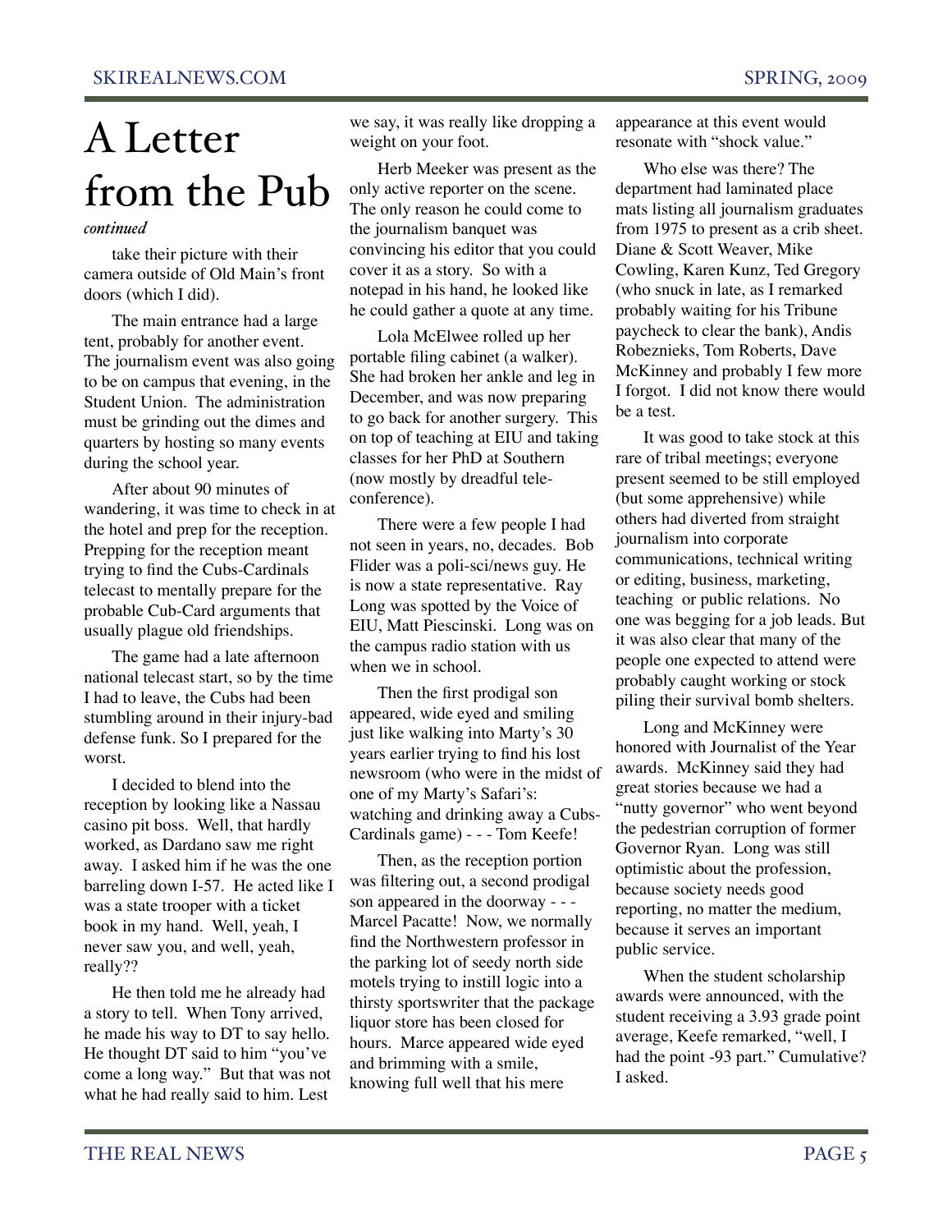# A Letter from the Pub

*continued*

take their picture with their camera outside of Old Main's front doors (which I did).

The main entrance had a large tent, probably for another event. The journalism event was also going to be on campus that evening, in the Student Union. The administration must be grinding out the dimes and quarters by hosting so many events during the school year.

After about 90 minutes of wandering, it was time to check in at the hotel and prep for the reception. Prepping for the reception meant trying to find the Cubs-Cardinals telecast to mentally prepare for the probable Cub-Card arguments that usually plague old friendships.

The game had a late afternoon national telecast start, so by the time I had to leave, the Cubs had been stumbling around in their injury-bad defense funk. So I prepared for the worst.

I decided to blend into the reception by looking like a Nassau casino pit boss. Well, that hardly worked, as Dardano saw me right away. I asked him if he was the one barreling down I-57. He acted like I was a state trooper with a ticket book in my hand. Well, yeah, I never saw you, and well, yeah, really??

He then told me he already had a story to tell. When Tony arrived, he made his way to DT to say hello. He thought DT said to him "you've come a long way." But that was not what he had really said to him. Lest we say, it was really like dropping a weight on your foot.

Herb Meeker was present as the only active reporter on the scene. The only reason he could come to the journalism banquet was convincing his editor that you could cover it as a story. So with a notepad in his hand, he looked like he could gather a quote at any time.

Lola McElwee rolled up her portable filing cabinet (a walker). She had broken her ankle and leg in December, and was now preparing to go back for another surgery. This on top of teaching at EIU and taking classes for her PhD at Southern (now mostly by dreadful tele-conference).

There were a few people I had not seen in years, no, decades. Bob Flider was a poli-sci/news guy. He is now a state representative. Ray Long was spotted by the Voice of EIU, Matt Piescinski. Long was on the campus radio station with us when we in school.

Then the first prodigal son appeared, wide eyed and smiling just like walking into Marty's 30 years earlier trying to find his lost newsroom (who were in the midst of one of my Marty's Safari's: watching and drinking away a Cubs-Cardinals game) - - - Tom Keefe!

Then, as the reception portion was filtering out, a second prodigal son appeared in the doorway - - - Marcel Pacatte! Now, we normally find the Northwestern professor in the parking lot of seedy north side motels trying to instill logic into a thirsty sportswriter that the package liquor store has been closed for hours. Marce appeared wide eyed and brimming with a smile, knowing full well that his mere appearance at this event would resonate with "shock value."

Who else was there? The department had laminated place mats listing all journalism graduates from 1975 to present as a crib sheet. Diane & Scott Weaver, Mike Cowling, Karen Kunz, Ted Gregory (who snuck in late, as I remarked probably waiting for his Tribune paycheck to clear the bank), Andis Robeznieks, Tom Roberts, Dave McKinney and probably I few more I forgot. I did not know there would be a test.

It was good to take stock at this rare of tribal meetings; everyone present seemed to be still employed (but some apprehensive) while others had diverted from straight journalism into corporate communications, technical writing or editing, business, marketing, teaching or public relations. No one was begging for a job leads. But it was also clear that many of the people one expected to attend were probably caught working or stock piling their survival bomb shelters.

Long and McKinney were honored with Journalist of the Year awards. McKinney said they had great stories because we had a "nutty governor" who went beyond the pedestrian corruption of former Governor Ryan. Long was still optimistic about the profession, because society needs good reporting, no matter the medium, because it serves an important public service.

When the student scholarship awards were announced, with the student receiving a 3.93 grade point average, Keefe remarked, "well, I had the point -93 part." Cumulative? I asked.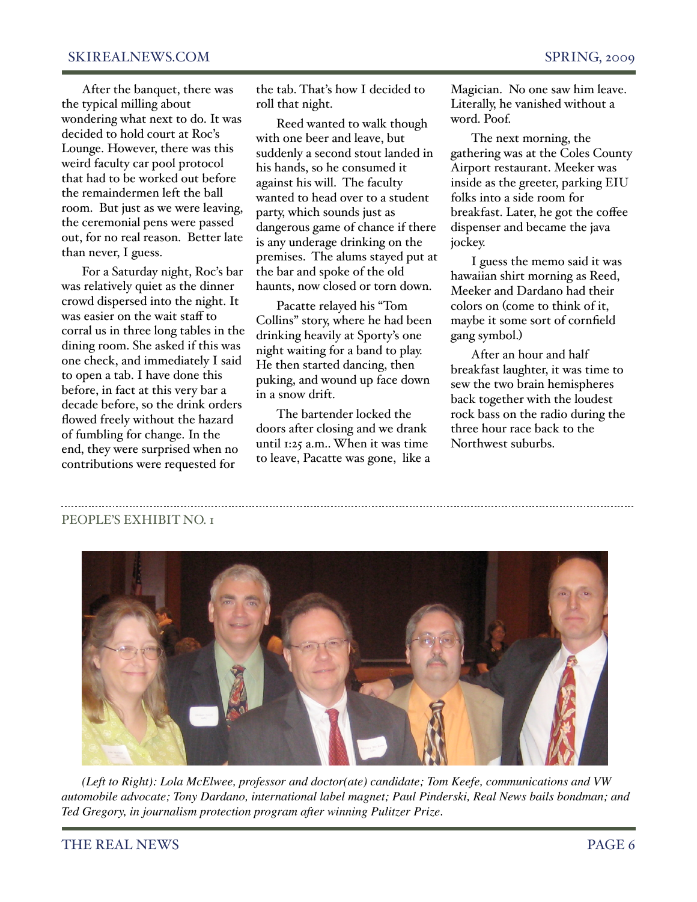After the banquet, there was the typical milling about wondering what next to do. It was decided to hold court at Roc's Lounge. However, there was this weird faculty car pool protocol that had to be worked out before the remaindermen left the ball room. But just as we were leaving, the ceremonial pens were passed out, for no real reason. Better late than never, I guess.

For a Saturday night, Roc's bar was relatively quiet as the dinner crowd dispersed into the night. It was easier on the wait staff to corral us in three long tables in the dining room. She asked if this was one check, and immediately I said to open a tab. I have done this before, in fact at this very bar a decade before, so the drink orders flowed freely without the hazard of fumbling for change. In the end, they were surprised when no contributions were requested for the tab. That's how I decided to roll that night.

Reed wanted to walk though with one beer and leave, but suddenly a second stout landed in his hands, so he consumed it against his will. The faculty wanted to head over to a student party, which sounds just as dangerous game of chance if there is any underage drinking on the premises. The alums stayed put at the bar and spoke of the old haunts, now closed or torn down.

Pacatte relayed his "Tom Collins" story, where he had been drinking heavily at Sporty's one night waiting for a band to play. He then started dancing, then puking, and wound up face down in a snow drift.

The bartender locked the doors after closing and we drank until 1:25 a.m.. When it was time to leave, Pacatte was gone, like a Magician. No one saw him leave. Literally, he vanished without a word. Poof.

The next morning, the gathering was at the Coles County Airport restaurant. Meeker was inside as the greeter, parking EIU folks into a side room for breakfast. Later, he got the coffee dispenser and became the java jockey.

I guess the memo said it was hawaiian shirt morning as Reed, Meeker and Dardano had their colors on (come to think of it, maybe it some sort of cornfield gang symbol.)

After an hour and half breakfast laughter, it was time to sew the two brain hemispheres back together with the loudest rock bass on the radio during the three hour race back to the Northwest suburbs.

PEOPLE'S EXHIBIT NO. 1

*(Left to Right): Lola McElwee, professor and doctor(ate) candidate; Tom Keefe, communications and VW automobile advocate; Tony Dardano, international label magnet; Paul Pinderski, Real News bails bondman; and Ted Gregory, in journalism protection program after winning Pulitzer Prize.*